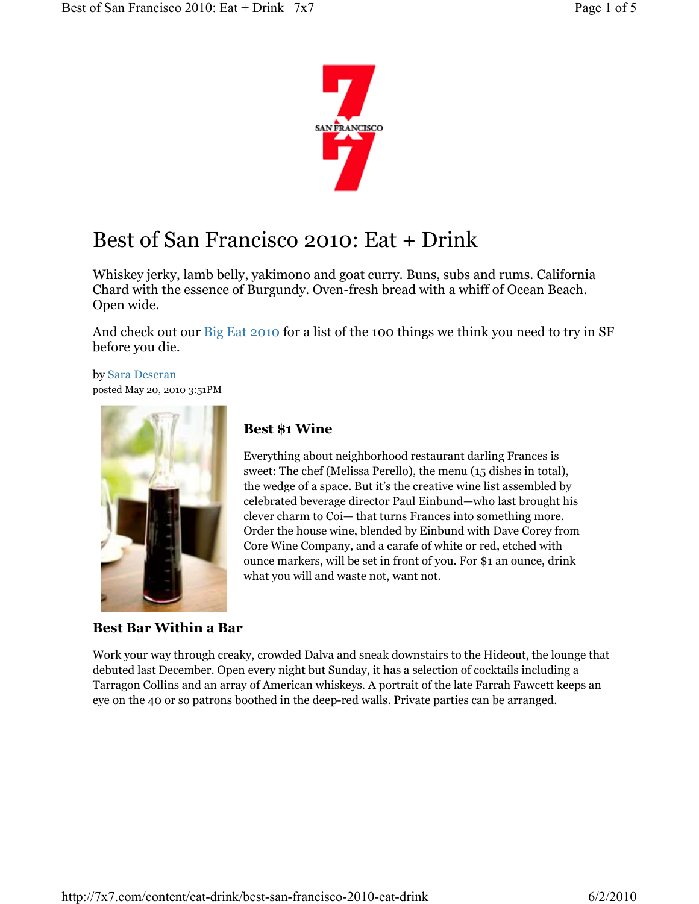# Best of San Francisco 2010: Eat + Drink

Whiskey jerky, lamb belly, yakimono and goat curry. Buns, subs and rums. California Chard with the essence of Burgundy. Oven-fresh bread with a whiff of Ocean Beach. Open wide.

And check out our Big Eat 2010 for a list of the 100 things we think you need to try in SF before you die.

by Sara Deseran
posted May 20, 2010 3:51PM

### Best $1 Wine

Everything about neighborhood restaurant darling Frances is sweet: The chef (Melissa Perello), the menu (15 dishes in total), the wedge of a space. But it's the creative wine list assembled by celebrated beverage director Paul Einbund—who last brought his clever charm to Coi— that turns Frances into something more. Order the house wine, blended by Einbund with Dave Corey from Core Wine Company, and a carafe of white or red, etched with ounce markers, will be set in front of you. For $1 an ounce, drink what you will and waste not, want not.

### Best Bar Within a Bar

Work your way through creaky, crowded Dalva and sneak downstairs to the Hideout, the lounge that debuted last December. Open every night but Sunday, it has a selection of cocktails including a Tarragon Collins and an array of American whiskeys. A portrait of the late Farrah Fawcett keeps an eye on the 40 or so patrons boothed in the deep-red walls. Private parties can be arranged.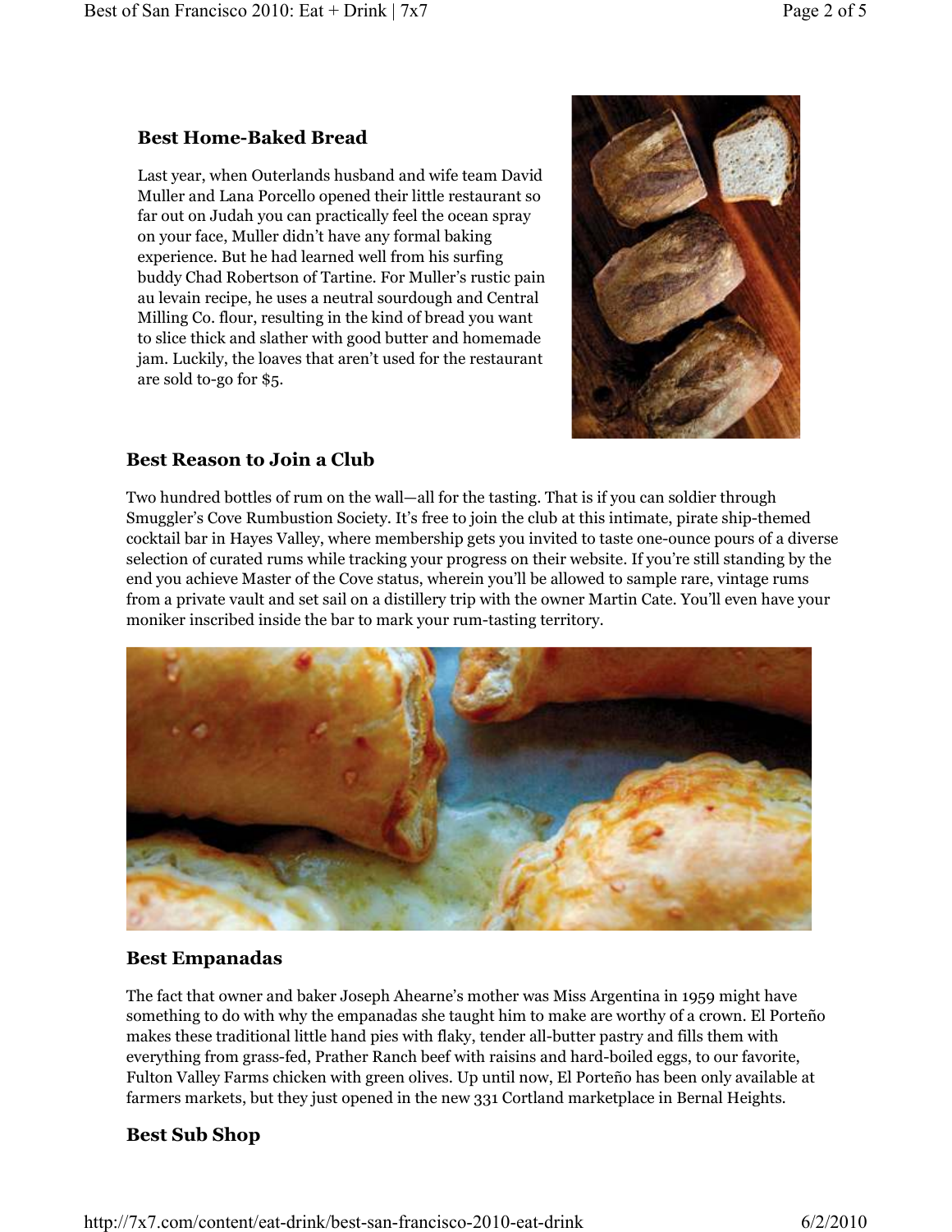## Best Home-Baked Bread

Last year, when Outerlands husband and wife team David Muller and Lana Porcello opened their little restaurant so far out on Judah you can practically feel the ocean spray on your face, Muller didn't have any formal baking experience. But he had learned well from his surfing buddy Chad Robertson of Tartine. For Muller's rustic pain au levain recipe, he uses a neutral sourdough and Central Milling Co. flour, resulting in the kind of bread you want to slice thick and slather with good butter and homemade jam. Luckily, the loaves that aren't used for the restaurant are sold to-go for $5.

## Best Reason to Join a Club

Two hundred bottles of rum on the wall—all for the tasting. That is if you can soldier through Smuggler's Cove Rumbustion Society. It's free to join the club at this intimate, pirate ship-themed cocktail bar in Hayes Valley, where membership gets you invited to taste one-ounce pours of a diverse selection of curated rums while tracking your progress on their website. If you're still standing by the end you achieve Master of the Cove status, wherein you'll be allowed to sample rare, vintage rums from a private vault and set sail on a distillery trip with the owner Martin Cate. You'll even have your moniker inscribed inside the bar to mark your rum-tasting territory.

## Best Empanadas

The fact that owner and baker Joseph Ahearne's mother was Miss Argentina in 1959 might have something to do with why the empanadas she taught him to make are worthy of a crown. El Porteño makes these traditional little hand pies with flaky, tender all-butter pastry and fills them with everything from grass-fed, Prather Ranch beef with raisins and hard-boiled eggs, to our favorite, Fulton Valley Farms chicken with green olives. Up until now, El Porteño has been only available at farmers markets, but they just opened in the new 331 Cortland marketplace in Bernal Heights.

## Best Sub Shop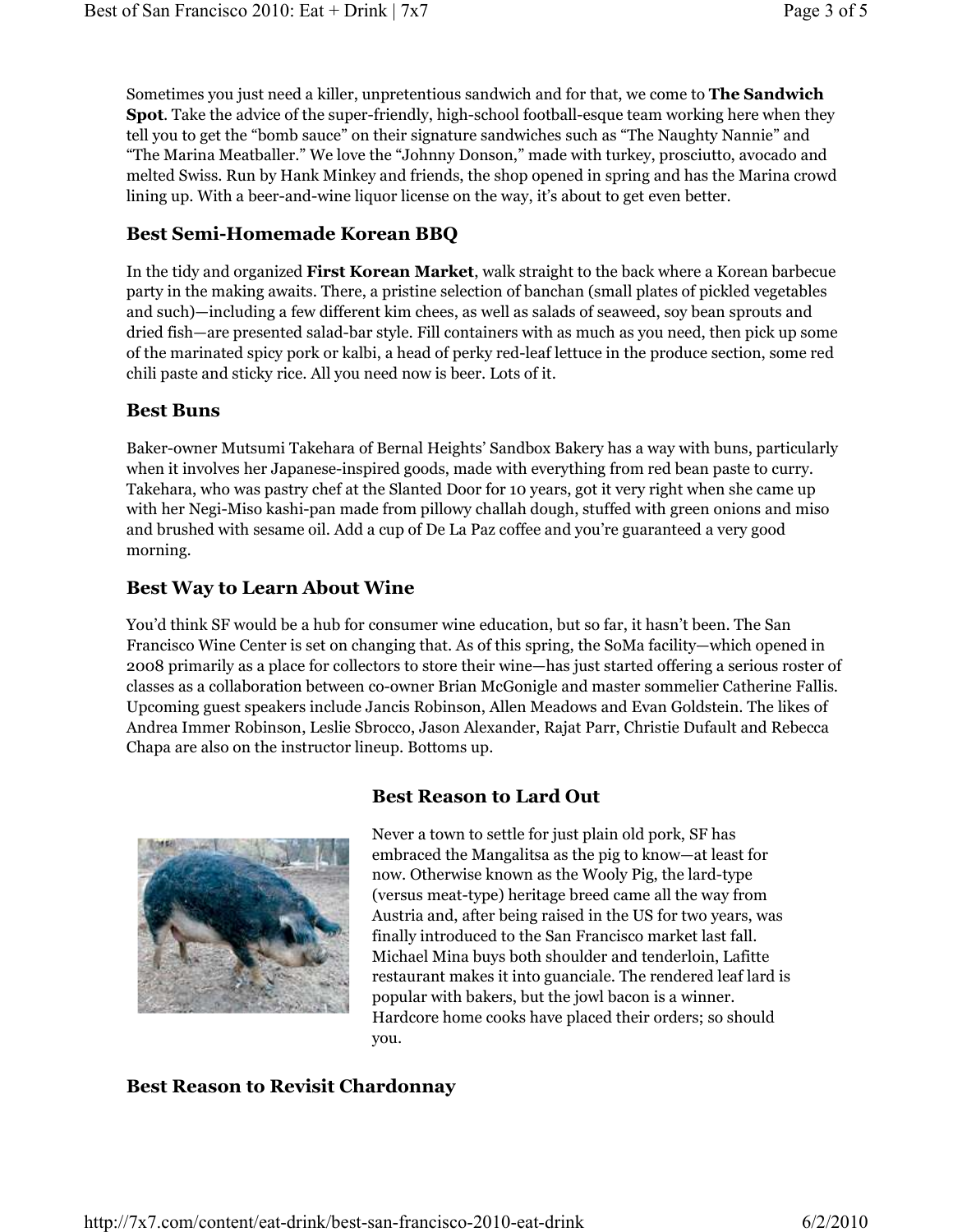Sometimes you just need a killer, unpretentious sandwich and for that, we come to **The Sandwich Spot**. Take the advice of the super-friendly, high-school football-esque team working here when they tell you to get the "bomb sauce" on their signature sandwiches such as "The Naughty Nannie" and "The Marina Meatballer." We love the "Johnny Donson," made with turkey, prosciutto, avocado and melted Swiss. Run by Hank Minkey and friends, the shop opened in spring and has the Marina crowd lining up. With a beer-and-wine liquor license on the way, it's about to get even better.

## Best Semi-Homemade Korean BBQ

In the tidy and organized **First Korean Market**, walk straight to the back where a Korean barbecue party in the making awaits. There, a pristine selection of banchan (small plates of pickled vegetables and such)—including a few different kim chees, as well as salads of seaweed, soy bean sprouts and dried fish—are presented salad-bar style. Fill containers with as much as you need, then pick up some of the marinated spicy pork or kalbi, a head of perky red-leaf lettuce in the produce section, some red chili paste and sticky rice. All you need now is beer. Lots of it.

## Best Buns

Baker-owner Mutsumi Takehara of Bernal Heights' Sandbox Bakery has a way with buns, particularly when it involves her Japanese-inspired goods, made with everything from red bean paste to curry. Takehara, who was pastry chef at the Slanted Door for 10 years, got it very right when she came up with her Negi-Miso kashi-pan made from pillowy challah dough, stuffed with green onions and miso and brushed with sesame oil. Add a cup of De La Paz coffee and you're guaranteed a very good morning.

## Best Way to Learn About Wine

You'd think SF would be a hub for consumer wine education, but so far, it hasn't been. The San Francisco Wine Center is set on changing that. As of this spring, the SoMa facility—which opened in 2008 primarily as a place for collectors to store their wine—has just started offering a serious roster of classes as a collaboration between co-owner Brian McGonigle and master sommelier Catherine Fallis. Upcoming guest speakers include Jancis Robinson, Allen Meadows and Evan Goldstein. The likes of Andrea Immer Robinson, Leslie Sbrocco, Jason Alexander, Rajat Parr, Christie Dufault and Rebecca Chapa are also on the instructor lineup. Bottoms up.

## Best Reason to Lard Out

Never a town to settle for just plain old pork, SF has embraced the Mangalitsa as the pig to know—at least for now. Otherwise known as the Wooly Pig, the lard-type (versus meat-type) heritage breed came all the way from Austria and, after being raised in the US for two years, was finally introduced to the San Francisco market last fall. Michael Mina buys both shoulder and tenderloin, Lafitte restaurant makes it into guanciale. The rendered leaf lard is popular with bakers, but the jowl bacon is a winner. Hardcore home cooks have placed their orders; so should you.

## Best Reason to Revisit Chardonnay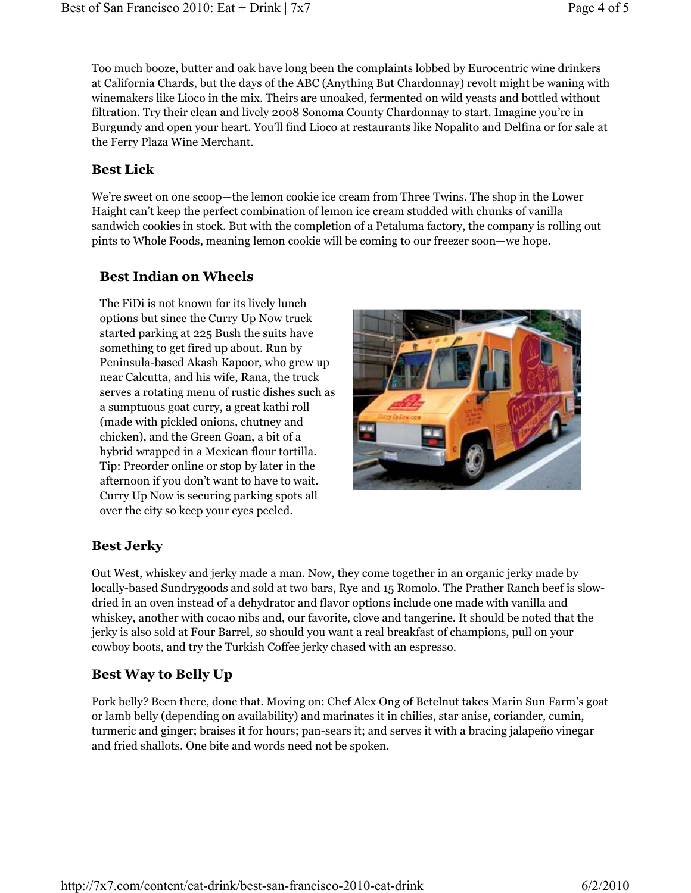Too much booze, butter and oak have long been the complaints lobbed by Eurocentric wine drinkers at California Chards, but the days of the ABC (Anything But Chardonnay) revolt might be waning with winemakers like Lioco in the mix. Theirs are unoaked, fermented on wild yeasts and bottled without filtration. Try their clean and lively 2008 Sonoma County Chardonnay to start. Imagine you're in Burgundy and open your heart. You'll find Lioco at restaurants like Nopalito and Delfina or for sale at the Ferry Plaza Wine Merchant.

## Best Lick

We're sweet on one scoop—the lemon cookie ice cream from Three Twins. The shop in the Lower Haight can't keep the perfect combination of lemon ice cream studded with chunks of vanilla sandwich cookies in stock. But with the completion of a Petaluma factory, the company is rolling out pints to Whole Foods, meaning lemon cookie will be coming to our freezer soon—we hope.

## Best Indian on Wheels

The FiDi is not known for its lively lunch options but since the Curry Up Now truck started parking at 225 Bush the suits have something to get fired up about. Run by Peninsula-based Akash Kapoor, who grew up near Calcutta, and his wife, Rana, the truck serves a rotating menu of rustic dishes such as a sumptuous goat curry, a great kathi roll (made with pickled onions, chutney and chicken), and the Green Goan, a bit of a hybrid wrapped in a Mexican flour tortilla. Tip: Preorder online or stop by later in the afternoon if you don't want to have to wait. Curry Up Now is securing parking spots all over the city so keep your eyes peeled.

## Best Jerky

Out West, whiskey and jerky made a man. Now, they come together in an organic jerky made by locally-based Sundrygoods and sold at two bars, Rye and 15 Romolo. The Prather Ranch beef is slow-dried in an oven instead of a dehydrator and flavor options include one made with vanilla and whiskey, another with cocao nibs and, our favorite, clove and tangerine. It should be noted that the jerky is also sold at Four Barrel, so should you want a real breakfast of champions, pull on your cowboy boots, and try the Turkish Coffee jerky chased with an espresso.

## Best Way to Belly Up

Pork belly? Been there, done that. Moving on: Chef Alex Ong of Betelnut takes Marin Sun Farm's goat or lamb belly (depending on availability) and marinates it in chilies, star anise, coriander, cumin, turmeric and ginger; braises it for hours; pan-sears it; and serves it with a bracing jalapeño vinegar and fried shallots. One bite and words need not be spoken.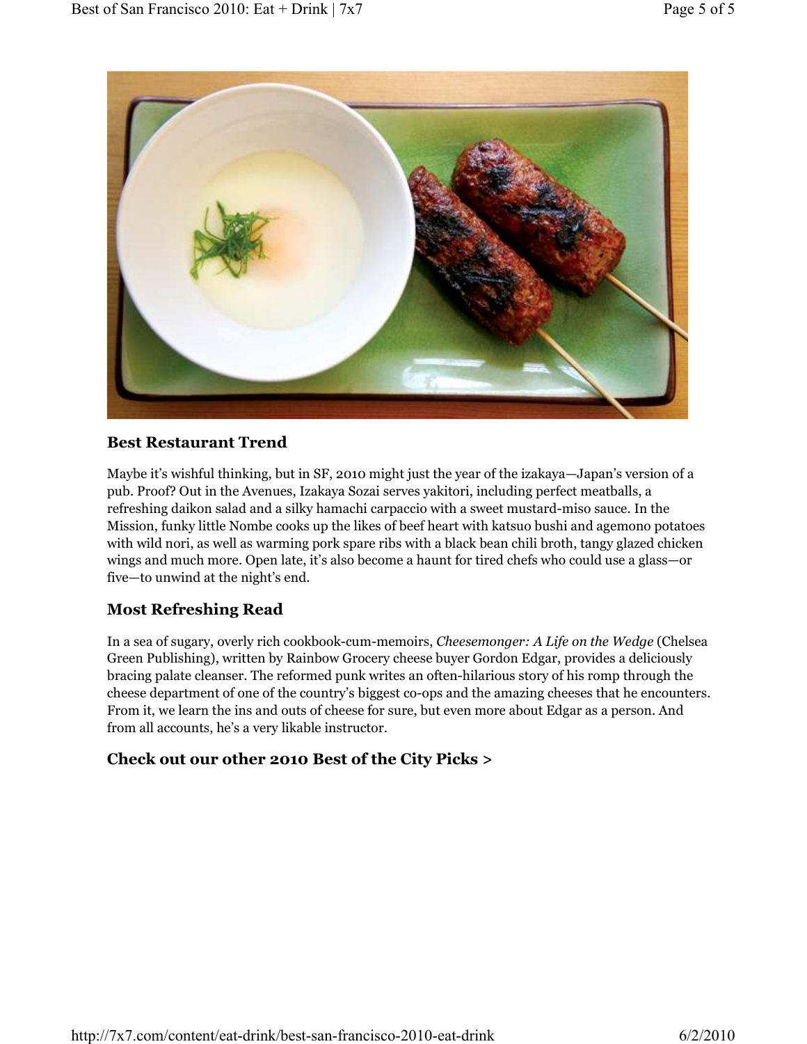## Best Restaurant Trend

Maybe it's wishful thinking, but in SF, 2010 might just the year of the izakaya—Japan's version of a pub. Proof? Out in the Avenues, Izakaya Sozai serves yakitori, including perfect meatballs, a refreshing daikon salad and a silky hamachi carpaccio with a sweet mustard-miso sauce. In the Mission, funky little Nombe cooks up the likes of beef heart with katsuo bushi and agemono potatoes with wild nori, as well as warming pork spare ribs with a black bean chili broth, tangy glazed chicken wings and much more. Open late, it's also become a haunt for tired chefs who could use a glass—or five—to unwind at the night's end.

## Most Refreshing Read

In a sea of sugary, overly rich cookbook-cum-memoirs, *Cheesemonger: A Life on the Wedge* (Chelsea Green Publishing), written by Rainbow Grocery cheese buyer Gordon Edgar, provides a deliciously bracing palate cleanser. The reformed punk writes an often-hilarious story of his romp through the cheese department of one of the country's biggest co-ops and the amazing cheeses that he encounters. From it, we learn the ins and outs of cheese for sure, but even more about Edgar as a person. And from all accounts, he's a very likable instructor.

## Check out our other 2010 Best of the City Picks >